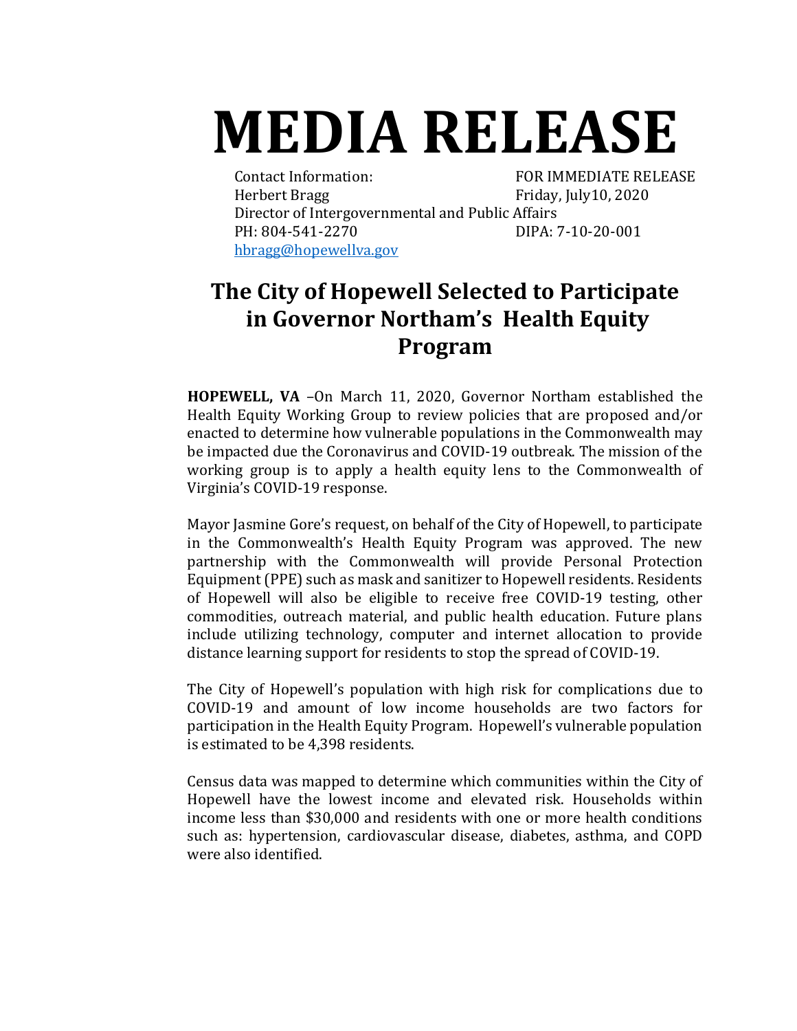# MEDIA RELEASE

Contact Information:
Herbert Bragg
Director of Intergovernmental and Public Affairs
PH: 804-541-2270
hbragg@hopewellva.gov

FOR IMMEDIATE RELEASE
Friday, July10, 2020
DIPA: 7-10-20-001

## The City of Hopewell Selected to Participate in Governor Northam's Health Equity Program

**HOPEWELL, VA** –On March 11, 2020, Governor Northam established the Health Equity Working Group to review policies that are proposed and/or enacted to determine how vulnerable populations in the Commonwealth may be impacted due the Coronavirus and COVID-19 outbreak. The mission of the working group is to apply a health equity lens to the Commonwealth of Virginia's COVID-19 response.

Mayor Jasmine Gore's request, on behalf of the City of Hopewell, to participate in the Commonwealth's Health Equity Program was approved. The new partnership with the Commonwealth will provide Personal Protection Equipment (PPE) such as mask and sanitizer to Hopewell residents. Residents of Hopewell will also be eligible to receive free COVID-19 testing, other commodities, outreach material, and public health education. Future plans include utilizing technology, computer and internet allocation to provide distance learning support for residents to stop the spread of COVID-19.

The City of Hopewell's population with high risk for complications due to COVID-19 and amount of low income households are two factors for participation in the Health Equity Program. Hopewell's vulnerable population is estimated to be 4,398 residents.

Census data was mapped to determine which communities within the City of Hopewell have the lowest income and elevated risk. Households within income less than $30,000 and residents with one or more health conditions such as: hypertension, cardiovascular disease, diabetes, asthma, and COPD were also identified.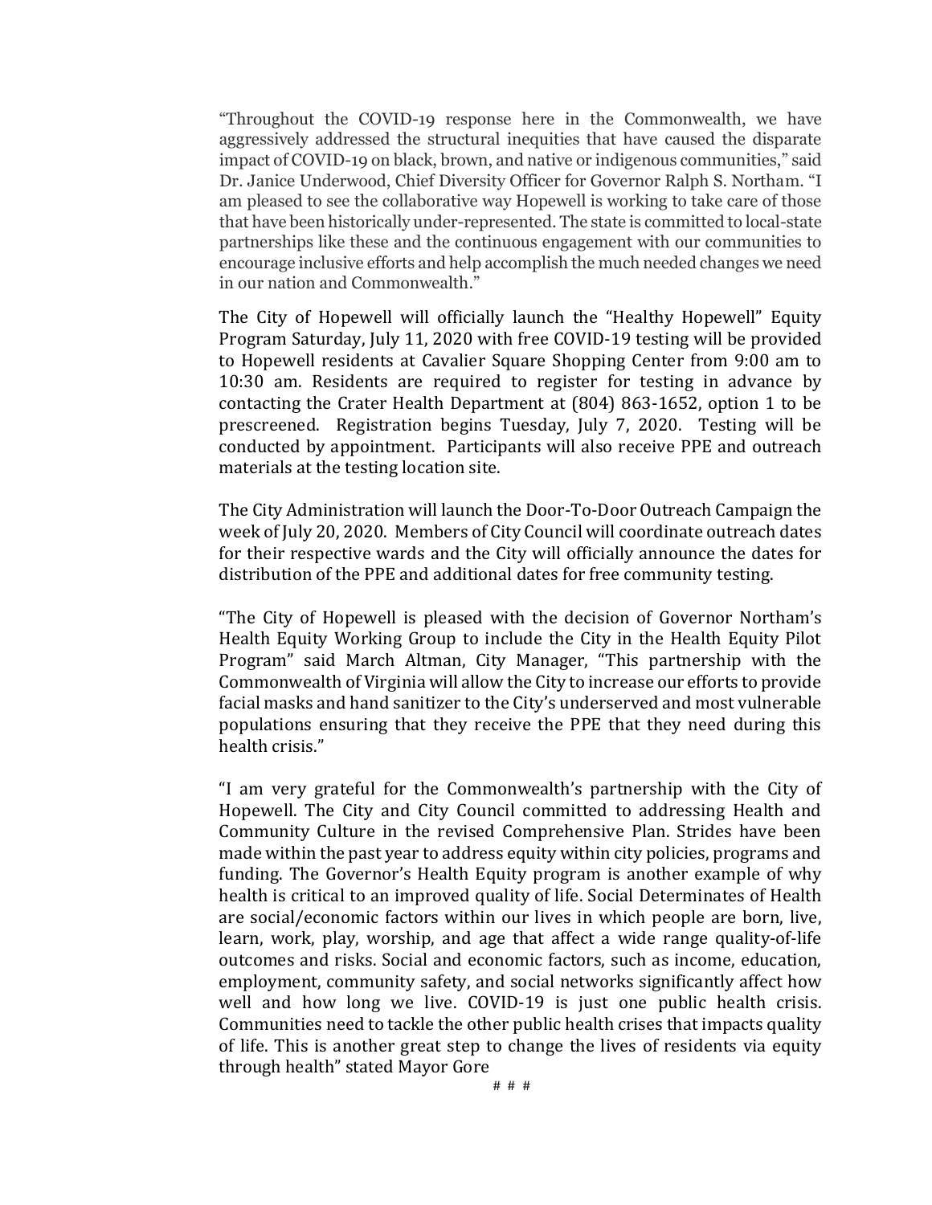"Throughout the COVID-19 response here in the Commonwealth, we have aggressively addressed the structural inequities that have caused the disparate impact of COVID-19 on black, brown, and native or indigenous communities," said Dr. Janice Underwood, Chief Diversity Officer for Governor Ralph S. Northam. "I am pleased to see the collaborative way Hopewell is working to take care of those that have been historically under-represented. The state is committed to local-state partnerships like these and the continuous engagement with our communities to encourage inclusive efforts and help accomplish the much needed changes we need in our nation and Commonwealth."

The City of Hopewell will officially launch the "Healthy Hopewell" Equity Program Saturday, July 11, 2020 with free COVID-19 testing will be provided to Hopewell residents at Cavalier Square Shopping Center from 9:00 am to 10:30 am. Residents are required to register for testing in advance by contacting the Crater Health Department at (804) 863-1652, option 1 to be prescreened. Registration begins Tuesday, July 7, 2020. Testing will be conducted by appointment. Participants will also receive PPE and outreach materials at the testing location site.

The City Administration will launch the Door-To-Door Outreach Campaign the week of July 20, 2020. Members of City Council will coordinate outreach dates for their respective wards and the City will officially announce the dates for distribution of the PPE and additional dates for free community testing.

"The City of Hopewell is pleased with the decision of Governor Northam's Health Equity Working Group to include the City in the Health Equity Pilot Program" said March Altman, City Manager, "This partnership with the Commonwealth of Virginia will allow the City to increase our efforts to provide facial masks and hand sanitizer to the City's underserved and most vulnerable populations ensuring that they receive the PPE that they need during this health crisis."

"I am very grateful for the Commonwealth's partnership with the City of Hopewell. The City and City Council committed to addressing Health and Community Culture in the revised Comprehensive Plan. Strides have been made within the past year to address equity within city policies, programs and funding. The Governor's Health Equity program is another example of why health is critical to an improved quality of life. Social Determinates of Health are social/economic factors within our lives in which people are born, live, learn, work, play, worship, and age that affect a wide range quality-of-life outcomes and risks. Social and economic factors, such as income, education, employment, community safety, and social networks significantly affect how well and how long we live. COVID-19 is just one public health crisis. Communities need to tackle the other public health crises that impacts quality of life. This is another great step to change the lives of residents via equity through health" stated Mayor Gore

# # #